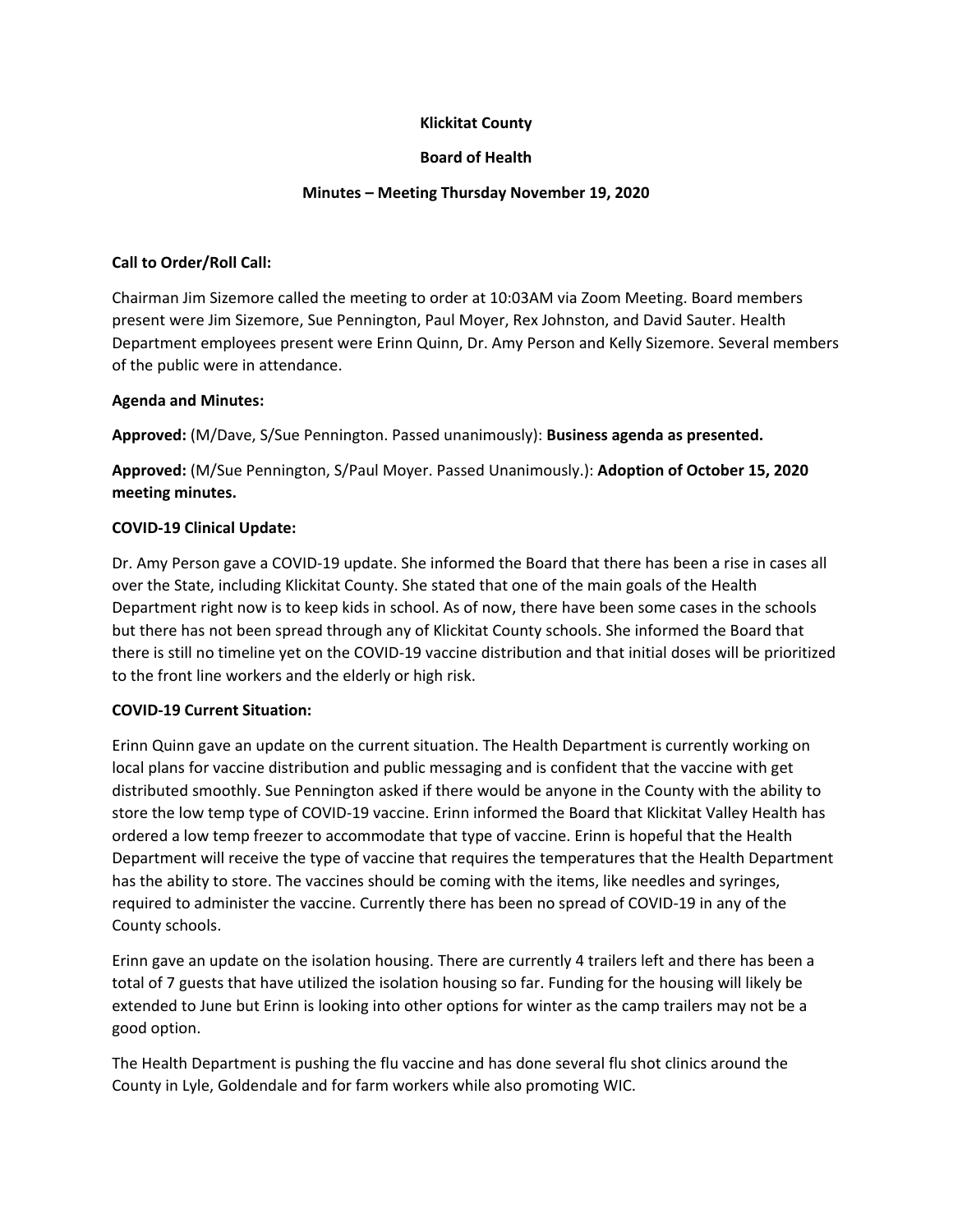**Klickitat County**

**Board of Health**

**Minutes – Meeting Thursday November 19, 2020**

**Call to Order/Roll Call:**

Chairman Jim Sizemore called the meeting to order at 10:03AM via Zoom Meeting. Board members present were Jim Sizemore, Sue Pennington, Paul Moyer, Rex Johnston, and David Sauter. Health Department employees present were Erinn Quinn, Dr. Amy Person and Kelly Sizemore. Several members of the public were in attendance.

**Agenda and Minutes:**

**Approved:** (M/Dave, S/Sue Pennington. Passed unanimously): **Business agenda as presented.**

**Approved:** (M/Sue Pennington, S/Paul Moyer. Passed Unanimously.): **Adoption of October 15, 2020 meeting minutes.**

**COVID-19 Clinical Update:**

Dr. Amy Person gave a COVID-19 update. She informed the Board that there has been a rise in cases all over the State, including Klickitat County. She stated that one of the main goals of the Health Department right now is to keep kids in school. As of now, there have been some cases in the schools but there has not been spread through any of Klickitat County schools. She informed the Board that there is still no timeline yet on the COVID-19 vaccine distribution and that initial doses will be prioritized to the front line workers and the elderly or high risk.

**COVID-19 Current Situation:**

Erinn Quinn gave an update on the current situation. The Health Department is currently working on local plans for vaccine distribution and public messaging and is confident that the vaccine with get distributed smoothly. Sue Pennington asked if there would be anyone in the County with the ability to store the low temp type of COVID-19 vaccine. Erinn informed the Board that Klickitat Valley Health has ordered a low temp freezer to accommodate that type of vaccine. Erinn is hopeful that the Health Department will receive the type of vaccine that requires the temperatures that the Health Department has the ability to store. The vaccines should be coming with the items, like needles and syringes, required to administer the vaccine. Currently there has been no spread of COVID-19 in any of the County schools.

Erinn gave an update on the isolation housing. There are currently 4 trailers left and there has been a total of 7 guests that have utilized the isolation housing so far. Funding for the housing will likely be extended to June but Erinn is looking into other options for winter as the camp trailers may not be a good option.

The Health Department is pushing the flu vaccine and has done several flu shot clinics around the County in Lyle, Goldendale and for farm workers while also promoting WIC.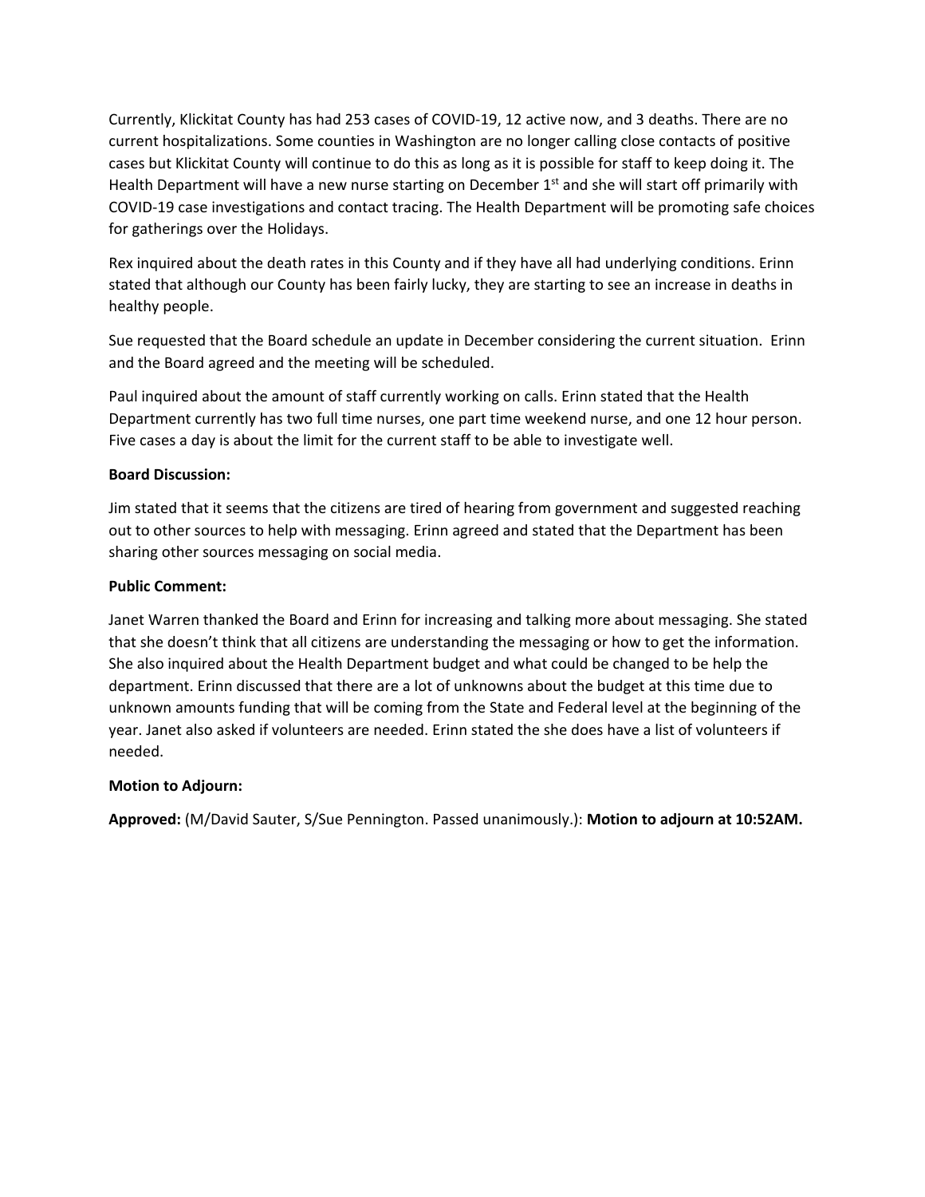Currently, Klickitat County has had 253 cases of COVID-19, 12 active now, and 3 deaths. There are no current hospitalizations. Some counties in Washington are no longer calling close contacts of positive cases but Klickitat County will continue to do this as long as it is possible for staff to keep doing it. The Health Department will have a new nurse starting on December 1st and she will start off primarily with COVID-19 case investigations and contact tracing. The Health Department will be promoting safe choices for gatherings over the Holidays.

Rex inquired about the death rates in this County and if they have all had underlying conditions. Erinn stated that although our County has been fairly lucky, they are starting to see an increase in deaths in healthy people.

Sue requested that the Board schedule an update in December considering the current situation. Erinn and the Board agreed and the meeting will be scheduled.

Paul inquired about the amount of staff currently working on calls. Erinn stated that the Health Department currently has two full time nurses, one part time weekend nurse, and one 12 hour person. Five cases a day is about the limit for the current staff to be able to investigate well.

**Board Discussion:**

Jim stated that it seems that the citizens are tired of hearing from government and suggested reaching out to other sources to help with messaging. Erinn agreed and stated that the Department has been sharing other sources messaging on social media.

**Public Comment:**

Janet Warren thanked the Board and Erinn for increasing and talking more about messaging. She stated that she doesn't think that all citizens are understanding the messaging or how to get the information. She also inquired about the Health Department budget and what could be changed to be help the department. Erinn discussed that there are a lot of unknowns about the budget at this time due to unknown amounts funding that will be coming from the State and Federal level at the beginning of the year. Janet also asked if volunteers are needed. Erinn stated the she does have a list of volunteers if needed.

**Motion to Adjourn:**

**Approved:** (M/David Sauter, S/Sue Pennington. Passed unanimously.): **Motion to adjourn at 10:52AM.**